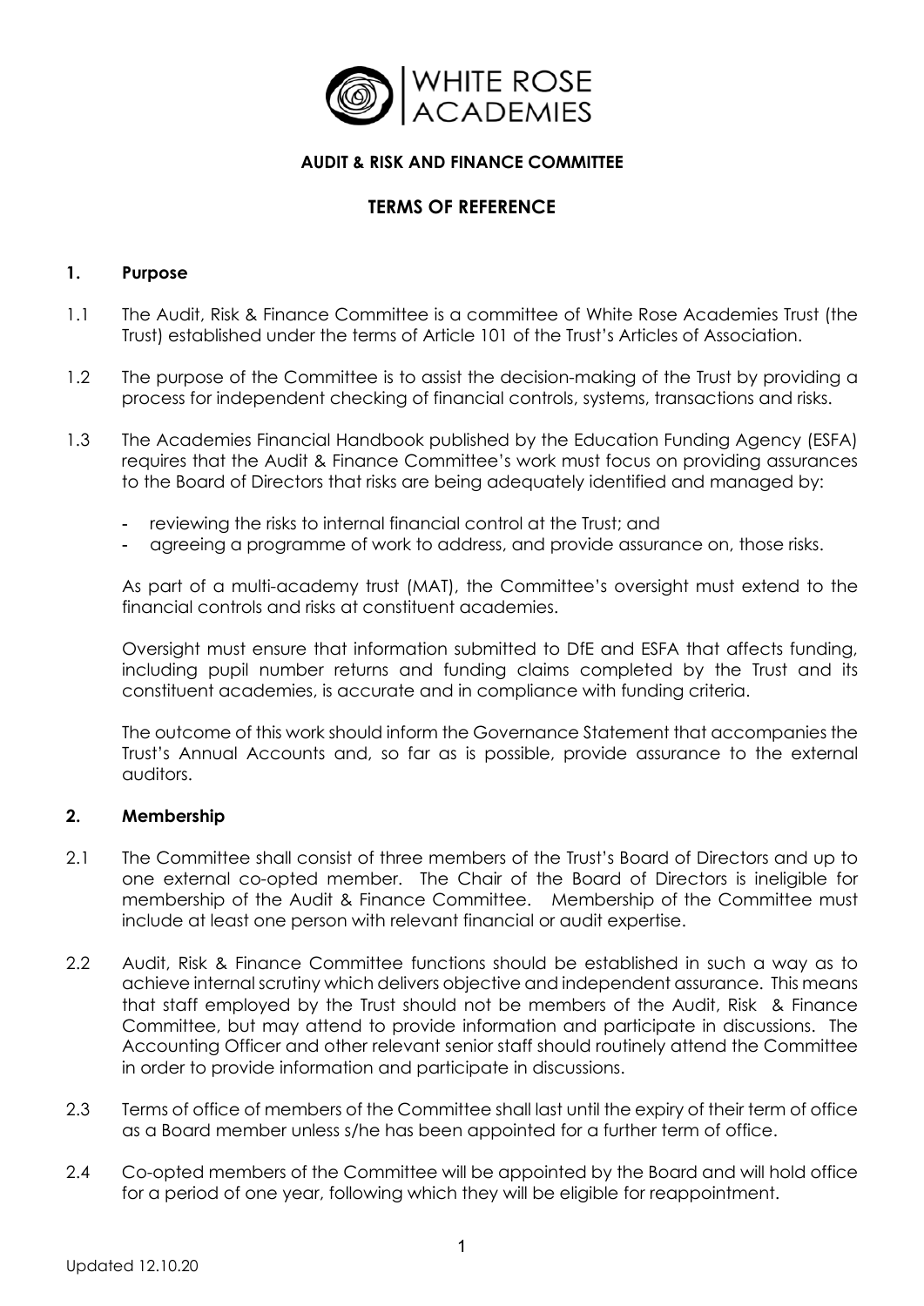**AUDIT & RISK AND FINANCE COMMITTEE**

# TERMS OF REFERENCE

## 1. Purpose

1.1 The Audit, Risk & Finance Committee is a committee of White Rose Academies Trust (the Trust) established under the terms of Article 101 of the Trust's Articles of Association.

1.2 The purpose of the Committee is to assist the decision-making of the Trust by providing a process for independent checking of financial controls, systems, transactions and risks.

1.3 The Academies Financial Handbook published by the Education Funding Agency (ESFA) requires that the Audit & Finance Committee's work must focus on providing assurances to the Board of Directors that risks are being adequately identified and managed by:

- reviewing the risks to internal financial control at the Trust; and
- agreeing a programme of work to address, and provide assurance on, those risks.

As part of a multi-academy trust (MAT), the Committee's oversight must extend to the financial controls and risks at constituent academies.

Oversight must ensure that information submitted to DfE and ESFA that affects funding, including pupil number returns and funding claims completed by the Trust and its constituent academies, is accurate and in compliance with funding criteria.

The outcome of this work should inform the Governance Statement that accompanies the Trust's Annual Accounts and, so far as is possible, provide assurance to the external auditors.

## 2. Membership

2.1 The Committee shall consist of three members of the Trust's Board of Directors and up to one external co-opted member. The Chair of the Board of Directors is ineligible for membership of the Audit & Finance Committee. Membership of the Committee must include at least one person with relevant financial or audit expertise.

2.2 Audit, Risk & Finance Committee functions should be established in such a way as to achieve internal scrutiny which delivers objective and independent assurance. This means that staff employed by the Trust should not be members of the Audit, Risk & Finance Committee, but may attend to provide information and participate in discussions. The Accounting Officer and other relevant senior staff should routinely attend the Committee in order to provide information and participate in discussions.

2.3 Terms of office of members of the Committee shall last until the expiry of their term of office as a Board member unless s/he has been appointed for a further term of office.

2.4 Co-opted members of the Committee will be appointed by the Board and will hold office for a period of one year, following which they will be eligible for reappointment.

Updated 12.10.20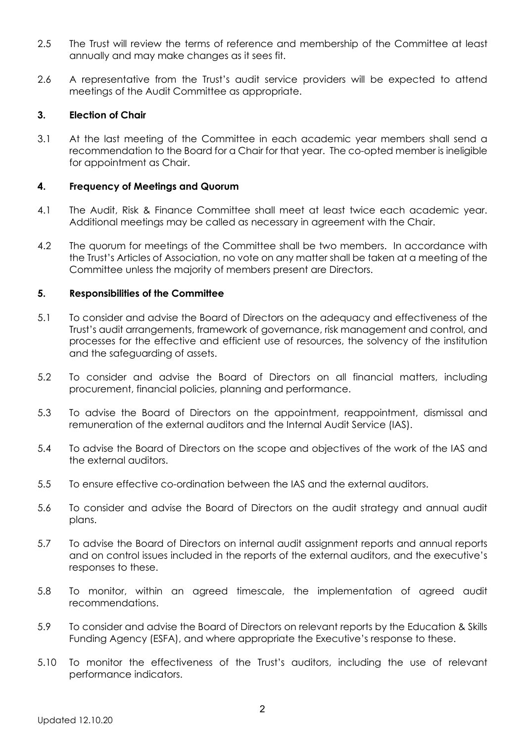2.5 The Trust will review the terms of reference and membership of the Committee at least annually and may make changes as it sees fit.

2.6 A representative from the Trust's audit service providers will be expected to attend meetings of the Audit Committee as appropriate.

### 3. Election of Chair

3.1 At the last meeting of the Committee in each academic year members shall send a recommendation to the Board for a Chair for that year. The co-opted member is ineligible for appointment as Chair.

### 4. Frequency of Meetings and Quorum

4.1 The Audit, Risk & Finance Committee shall meet at least twice each academic year. Additional meetings may be called as necessary in agreement with the Chair.

4.2 The quorum for meetings of the Committee shall be two members. In accordance with the Trust's Articles of Association, no vote on any matter shall be taken at a meeting of the Committee unless the majority of members present are Directors.

### 5. Responsibilities of the Committee

5.1 To consider and advise the Board of Directors on the adequacy and effectiveness of the Trust's audit arrangements, framework of governance, risk management and control, and processes for the effective and efficient use of resources, the solvency of the institution and the safeguarding of assets.

5.2 To consider and advise the Board of Directors on all financial matters, including procurement, financial policies, planning and performance.

5.3 To advise the Board of Directors on the appointment, reappointment, dismissal and remuneration of the external auditors and the Internal Audit Service (IAS).

5.4 To advise the Board of Directors on the scope and objectives of the work of the IAS and the external auditors.

5.5 To ensure effective co-ordination between the IAS and the external auditors.

5.6 To consider and advise the Board of Directors on the audit strategy and annual audit plans.

5.7 To advise the Board of Directors on internal audit assignment reports and annual reports and on control issues included in the reports of the external auditors, and the executive's responses to these.

5.8 To monitor, within an agreed timescale, the implementation of agreed audit recommendations.

5.9 To consider and advise the Board of Directors on relevant reports by the Education & Skills Funding Agency (ESFA), and where appropriate the Executive's response to these.

5.10 To monitor the effectiveness of the Trust's auditors, including the use of relevant performance indicators.

Updated 12.10.20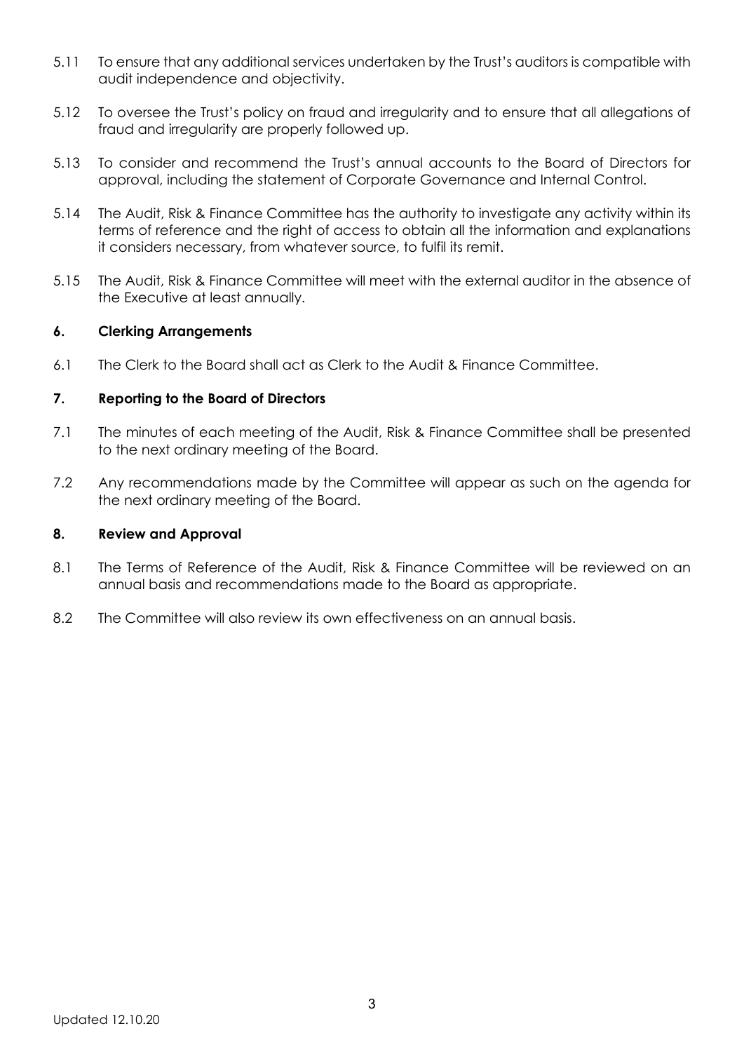5.11 To ensure that any additional services undertaken by the Trust's auditors is compatible with audit independence and objectivity.

5.12 To oversee the Trust's policy on fraud and irregularity and to ensure that all allegations of fraud and irregularity are properly followed up.

5.13 To consider and recommend the Trust's annual accounts to the Board of Directors for approval, including the statement of Corporate Governance and Internal Control.

5.14 The Audit, Risk & Finance Committee has the authority to investigate any activity within its terms of reference and the right of access to obtain all the information and explanations it considers necessary, from whatever source, to fulfil its remit.

5.15 The Audit, Risk & Finance Committee will meet with the external auditor in the absence of the Executive at least annually.

## 6. Clerking Arrangements

6.1 The Clerk to the Board shall act as Clerk to the Audit & Finance Committee.

## 7. Reporting to the Board of Directors

7.1 The minutes of each meeting of the Audit, Risk & Finance Committee shall be presented to the next ordinary meeting of the Board.

7.2 Any recommendations made by the Committee will appear as such on the agenda for the next ordinary meeting of the Board.

## 8. Review and Approval

8.1 The Terms of Reference of the Audit, Risk & Finance Committee will be reviewed on an annual basis and recommendations made to the Board as appropriate.

8.2 The Committee will also review its own effectiveness on an annual basis.

Updated 12.10.20